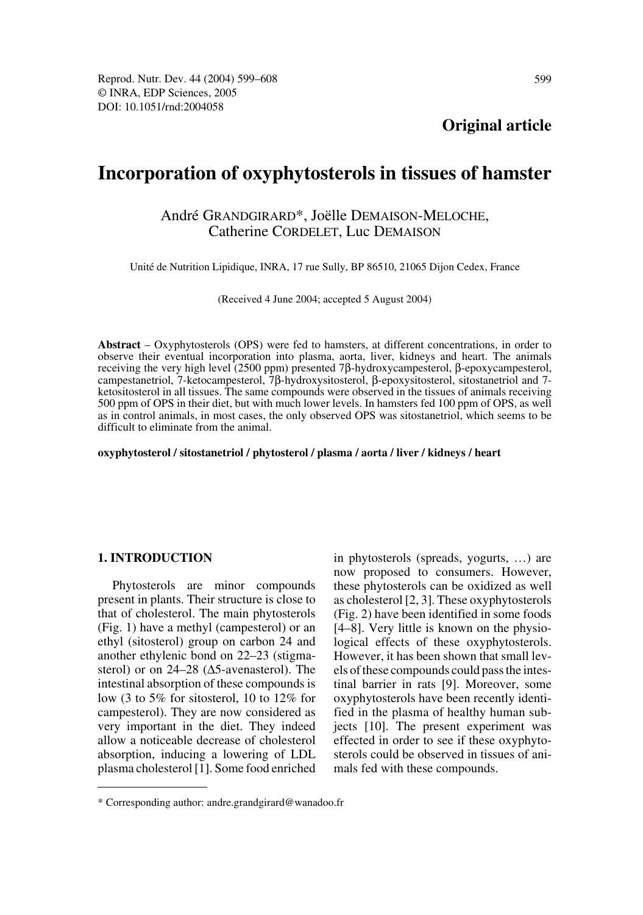**Original article**

# Incorporation of oxyphytosterols in tissues of hamster

André GRANDGIRARD*, Joëlle DEMAISON-MELOCHE, Catherine CORDELET, Luc DEMAISON

Unité de Nutrition Lipidique, INRA, 17 rue Sully, BP 86510, 21065 Dijon Cedex, France

(Received 4 June 2004; accepted 5 August 2004)

**Abstract** – Oxyphytosterols (OPS) were fed to hamsters, at different concentrations, in order to observe their eventual incorporation into plasma, aorta, liver, kidneys and heart. The animals receiving the very high level (2500 ppm) presented 7β-hydroxycampesterol, β-epoxycampesterol, campestanetriol, 7-ketocampesterol, 7β-hydroxysitosterol, β-epoxysitosterol, sitostanetriol and 7-ketositosterol in all tissues. The same compounds were observed in the tissues of animals receiving 500 ppm of OPS in their diet, but with much lower levels. In hamsters fed 100 ppm of OPS, as well as in control animals, in most cases, the only observed OPS was sitostanetriol, which seems to be difficult to eliminate from the animal.

**oxyphytosterol / sitostanetriol / phytosterol / plasma / aorta / liver / kidneys / heart**

## 1. INTRODUCTION

Phytosterols are minor compounds present in plants. Their structure is close to that of cholesterol. The main phytosterols (Fig. 1) have a methyl (campesterol) or an ethyl (sitosterol) group on carbon 24 and another ethylenic bond on 22–23 (stigmasterol) or on 24–28 (Δ5-avenasterol). The intestinal absorption of these compounds is low (3 to 5% for sitosterol, 10 to 12% for campesterol). They are now considered as very important in the diet. They indeed allow a noticeable decrease of cholesterol absorption, inducing a lowering of LDL plasma cholesterol [1]. Some food enriched in phytosterols (spreads, yogurts, …) are now proposed to consumers. However, these phytosterols can be oxidized as well as cholesterol [2, 3]. These oxyphytosterols (Fig. 2) have been identified in some foods [4–8]. Very little is known on the physiological effects of these oxyphytosterols. However, it has been shown that small levels of these compounds could pass the intestinal barrier in rats [9]. Moreover, some oxyphytosterols have been recently identified in the plasma of healthy human subjects [10]. The present experiment was effected in order to see if these oxyphytosterols could be observed in tissues of animals fed with these compounds.

* Corresponding author: andre.grandgirard@wanadoo.fr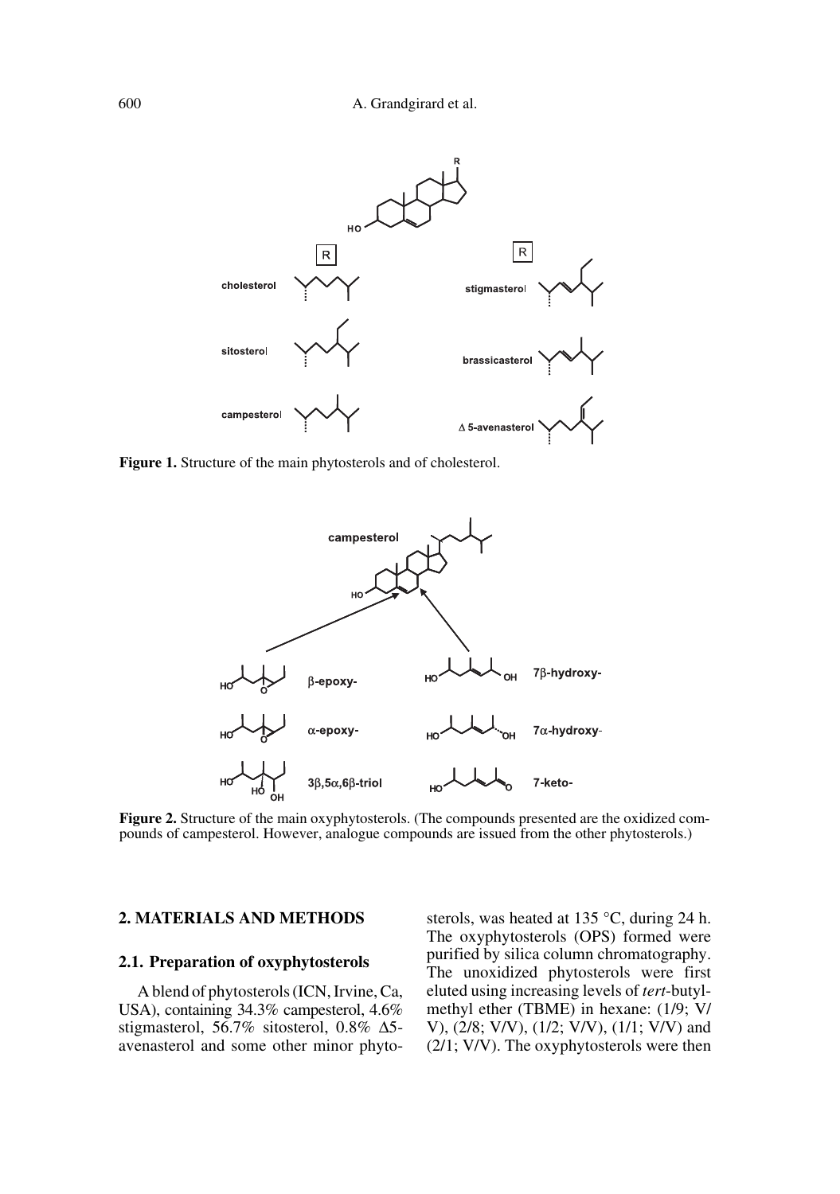**Figure 1.** Structure of the main phytosterols and of cholesterol.

**Figure 2.** Structure of the main oxyphytosterols. (The compounds presented are the oxidized compounds of campesterol. However, analogue compounds are issued from the other phytosterols.)

## 2. MATERIALS AND METHODS

### 2.1. Preparation of oxyphytosterols

A blend of phytosterols (ICN, Irvine, Ca, USA), containing 34.3% campesterol, 4.6% stigmasterol, 56.7% sitosterol, 0.8% Δ5-avenasterol and some other minor phytosterols, was heated at 135 °C, during 24 h. The oxyphytosterols (OPS) formed were purified by silica column chromatography. The unoxidized phytosterols were first eluted using increasing levels of *tert*-butylmethyl ether (TBME) in hexane: (1/9; V/V), (2/8; V/V), (1/2; V/V), (1/1; V/V) and (2/1; V/V). The oxyphytosterols were then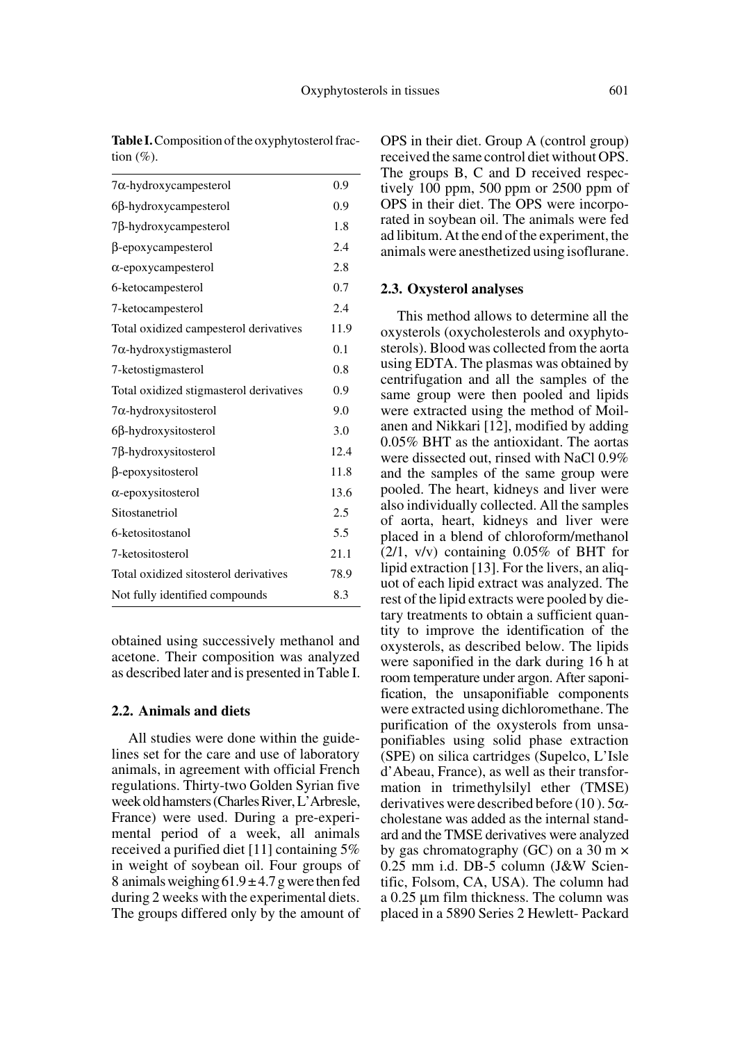**Table I.** Composition of the oxyphytosterol fraction (%).

| | |
|---|---|
| 7α-hydroxycampesterol | 0.9 |
| 6β-hydroxycampesterol | 0.9 |
| 7β-hydroxycampesterol | 1.8 |
| β-epoxycampesterol | 2.4 |
| α-epoxycampesterol | 2.8 |
| 6-ketocampesterol | 0.7 |
| 7-ketocampesterol | 2.4 |
| Total oxidized campesterol derivatives | 11.9 |
| 7α-hydroxystigmasterol | 0.1 |
| 7-ketostigmasterol | 0.8 |
| Total oxidized stigmasterol derivatives | 0.9 |
| 7α-hydroxysitosterol | 9.0 |
| 6β-hydroxysitosterol | 3.0 |
| 7β-hydroxysitosterol | 12.4 |
| β-epoxysitosterol | 11.8 |
| α-epoxysitosterol | 13.6 |
| Sitostanetriol | 2.5 |
| 6-ketositostanol | 5.5 |
| 7-ketositosterol | 21.1 |
| Total oxidized sitosterol derivatives | 78.9 |
| Not fully identified compounds | 8.3 |

obtained using successively methanol and acetone. Their composition was analyzed as described later and is presented in Table I.

### 2.2. Animals and diets

All studies were done within the guidelines set for the care and use of laboratory animals, in agreement with official French regulations. Thirty-two Golden Syrian five week old hamsters (Charles River, L'Arbresle, France) were used. During a pre-experimental period of a week, all animals received a purified diet [11] containing 5% in weight of soybean oil. Four groups of 8 animals weighing 61.9 ± 4.7 g were then fed during 2 weeks with the experimental diets. The groups differed only by the amount of OPS in their diet. Group A (control group) received the same control diet without OPS. The groups B, C and D received respectively 100 ppm, 500 ppm or 2500 ppm of OPS in their diet. The OPS were incorporated in soybean oil. The animals were fed ad libitum. At the end of the experiment, the animals were anesthetized using isoflurane.

### 2.3. Oxysterol analyses

This method allows to determine all the oxysterols (oxycholesterols and oxyphytosterols). Blood was collected from the aorta using EDTA. The plasmas was obtained by centrifugation and all the samples of the same group were then pooled and lipids were extracted using the method of Moilanen and Nikkari [12], modified by adding 0.05% BHT as the antioxidant. The aortas were dissected out, rinsed with NaCl 0.9% and the samples of the same group were pooled. The heart, kidneys and liver were also individually collected. All the samples of aorta, heart, kidneys and liver were placed in a blend of chloroform/methanol (2/1, v/v) containing 0.05% of BHT for lipid extraction [13]. For the livers, an aliquot of each lipid extract was analyzed. The rest of the lipid extracts were pooled by dietary treatments to obtain a sufficient quantity to improve the identification of the oxysterols, as described below. The lipids were saponified in the dark during 16 h at room temperature under argon. After saponification, the unsaponifiable components were extracted using dichloromethane. The purification of the oxysterols from unsaponifiables using solid phase extraction (SPE) on silica cartridges (Supelco, L'Isle d'Abeau, France), as well as their transformation in trimethylsilyl ether (TMSE) derivatives were described before (10). 5α-cholestane was added as the internal standard and the TMSE derivatives were analyzed by gas chromatography (GC) on a 30 m × 0.25 mm i.d. DB-5 column (J&W Scientific, Folsom, CA, USA). The column had a 0.25 μm film thickness. The column was placed in a 5890 Series 2 Hewlett- Packard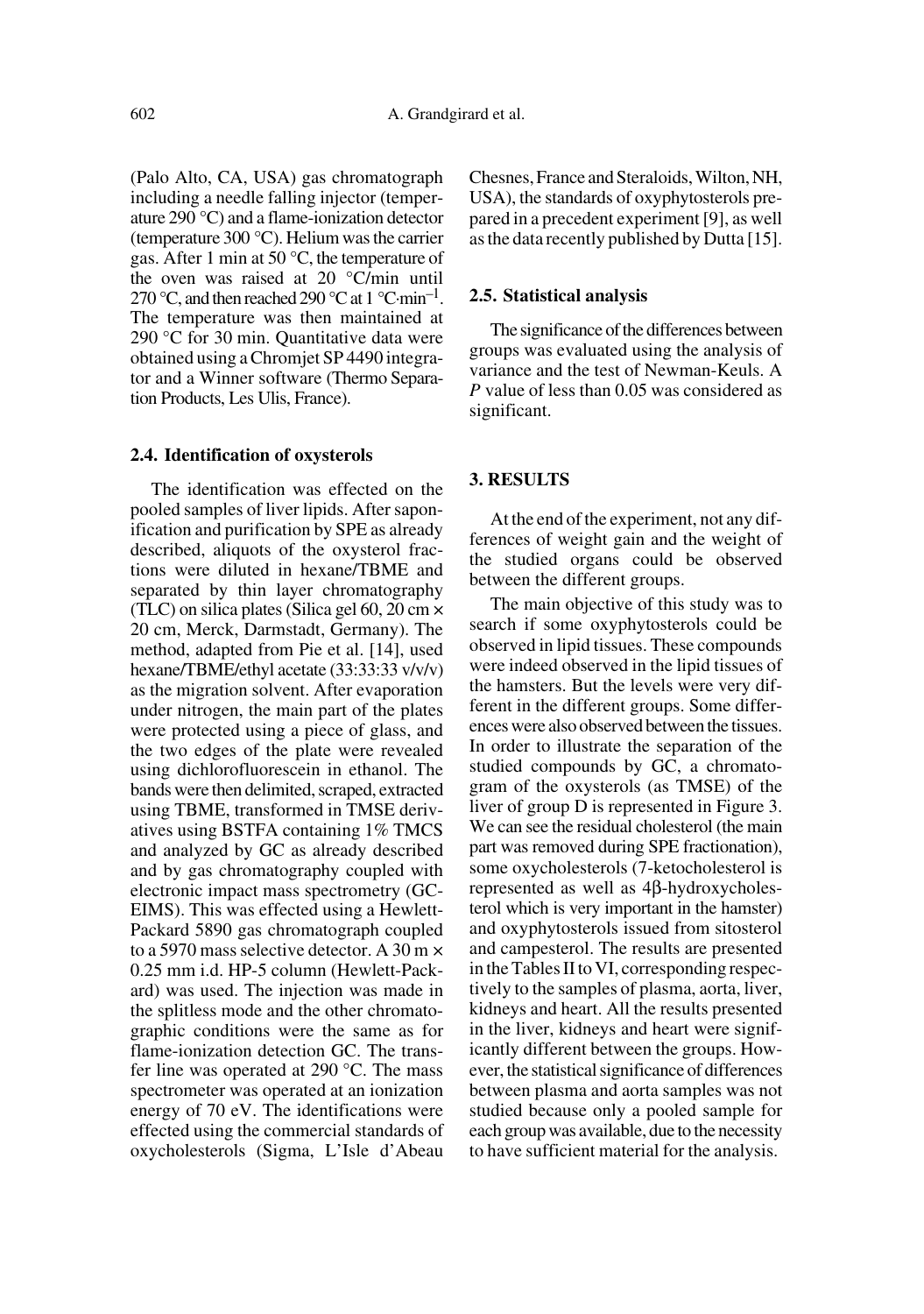(Palo Alto, CA, USA) gas chromatograph including a needle falling injector (temperature 290 °C) and a flame-ionization detector (temperature 300 °C). Helium was the carrier gas. After 1 min at 50 °C, the temperature of the oven was raised at 20 °C/min until 270 °C, and then reached 290 °C at 1 °C·min$^{-1}$. The temperature was then maintained at 290 °C for 30 min. Quantitative data were obtained using a Chromjet SP 4490 integrator and a Winner software (Thermo Separation Products, Les Ulis, France).

### 2.4. Identification of oxysterols

The identification was effected on the pooled samples of liver lipids. After saponification and purification by SPE as already described, aliquots of the oxysterol fractions were diluted in hexane/TBME and separated by thin layer chromatography (TLC) on silica plates (Silica gel 60, 20 cm × 20 cm, Merck, Darmstadt, Germany). The method, adapted from Pie et al. [14], used hexane/TBME/ethyl acetate (33:33:33 v/v/v) as the migration solvent. After evaporation under nitrogen, the main part of the plates were protected using a piece of glass, and the two edges of the plate were revealed using dichlorofluorescein in ethanol. The bands were then delimited, scraped, extracted using TBME, transformed in TMSE derivatives using BSTFA containing 1% TMCS and analyzed by GC as already described and by gas chromatography coupled with electronic impact mass spectrometry (GC-EIMS). This was effected using a Hewlett-Packard 5890 gas chromatograph coupled to a 5970 mass selective detector. A 30 m × 0.25 mm i.d. HP-5 column (Hewlett-Packard) was used. The injection was made in the splitless mode and the other chromatographic conditions were the same as for flame-ionization detection GC. The transfer line was operated at 290 °C. The mass spectrometer was operated at an ionization energy of 70 eV. The identifications were effected using the commercial standards of oxycholesterols (Sigma, L'Isle d'Abeau Chesnes, France and Steraloids, Wilton, NH, USA), the standards of oxyphytosterols prepared in a precedent experiment [9], as well as the data recently published by Dutta [15].

### 2.5. Statistical analysis

The significance of the differences between groups was evaluated using the analysis of variance and the test of Newman-Keuls. A *P* value of less than 0.05 was considered as significant.

## 3. RESULTS

At the end of the experiment, not any differences of weight gain and the weight of the studied organs could be observed between the different groups.

The main objective of this study was to search if some oxyphytosterols could be observed in lipid tissues. These compounds were indeed observed in the lipid tissues of the hamsters. But the levels were very different in the different groups. Some differences were also observed between the tissues. In order to illustrate the separation of the studied compounds by GC, a chromatogram of the oxysterols (as TMSE) of the liver of group D is represented in Figure 3. We can see the residual cholesterol (the main part was removed during SPE fractionation), some oxycholesterols (7-ketocholesterol is represented as well as 4β-hydroxycholesterol which is very important in the hamster) and oxyphytosterols issued from sitosterol and campesterol. The results are presented in the Tables II to VI, corresponding respectively to the samples of plasma, aorta, liver, kidneys and heart. All the results presented in the liver, kidneys and heart were significantly different between the groups. However, the statistical significance of differences between plasma and aorta samples was not studied because only a pooled sample for each group was available, due to the necessity to have sufficient material for the analysis.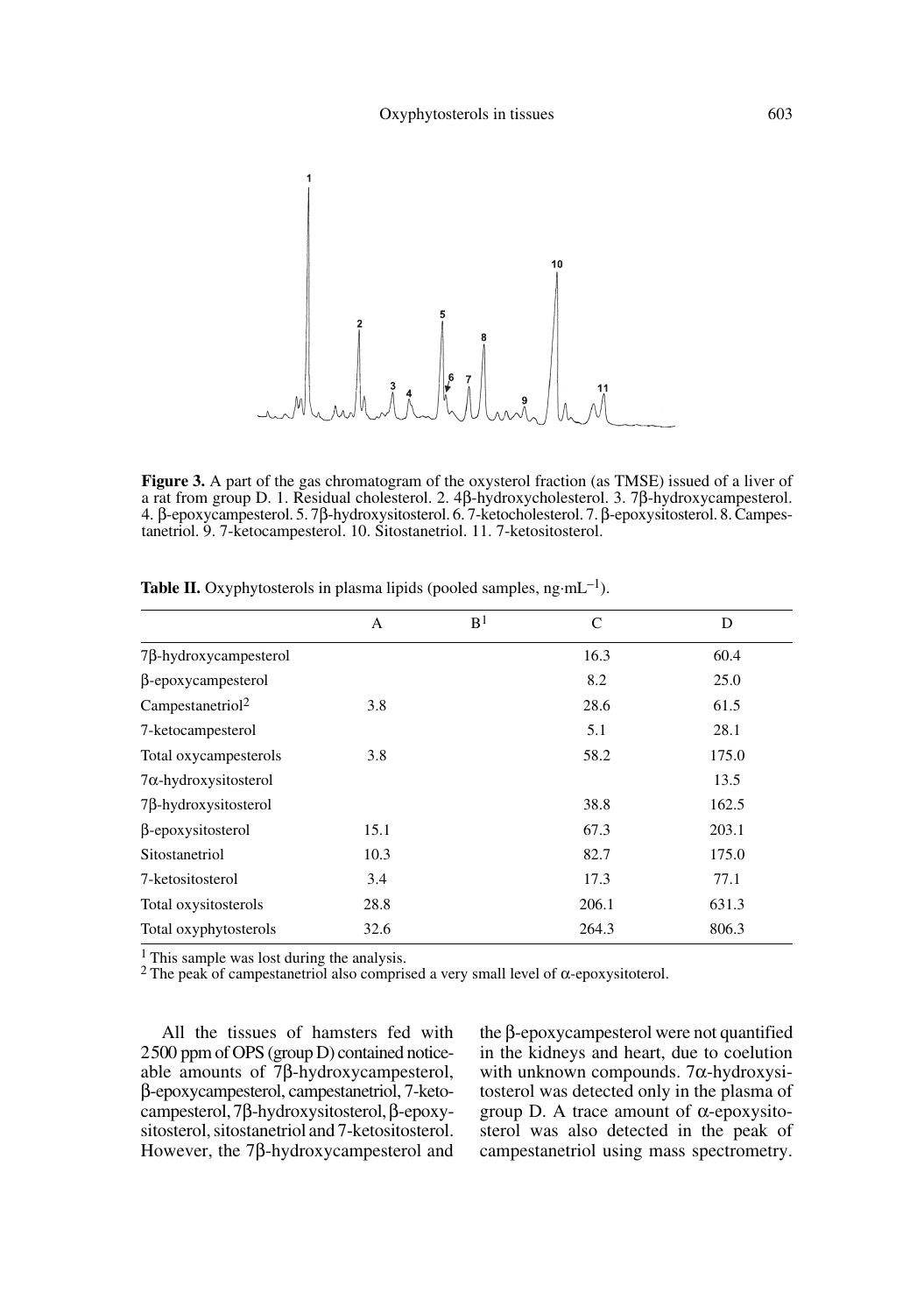**Figure 3.** A part of the gas chromatogram of the oxysterol fraction (as TMSE) issued of a liver of a rat from group D. 1. Residual cholesterol. 2. 4β-hydroxycholesterol. 3. 7β-hydroxycampesterol. 4. β-epoxycampesterol. 5. 7β-hydroxysitosterol. 6. 7-ketocholesterol. 7. β-epoxysitosterol. 8. Campestanetriol. 9. 7-ketocampesterol. 10. Sitostanetriol. 11. 7-ketositosterol.

**Table II.** Oxyphytosterols in plasma lipids (pooled samples, ng·mL$^{-1}$).

| | A | B[1] | C | D |
|---|---|---|---|---|
| 7β-hydroxycampesterol | | | 16.3 | 60.4 |
| β-epoxycampesterol | | | 8.2 | 25.0 |
| Campestanetriol[2] | 3.8 | | 28.6 | 61.5 |
| 7-ketocampesterol | | | 5.1 | 28.1 |
| Total oxycampesterols | 3.8 | | 58.2 | 175.0 |
| 7α-hydroxysitosterol | | | | 13.5 |
| 7β-hydroxysitosterol | | | 38.8 | 162.5 |
| β-epoxysitosterol | 15.1 | | 67.3 | 203.1 |
| Sitostanetriol | 10.3 | | 82.7 | 175.0 |
| 7-ketositosterol | 3.4 | | 17.3 | 77.1 |
| Total oxysitosterols | 28.8 | | 206.1 | 631.3 |
| Total oxyphytosterols | 32.6 | | 264.3 | 806.3 |

[1] This sample was lost during the analysis.
[2] The peak of campestanetriol also comprised a very small level of α-epoxysitoterol.

All the tissues of hamsters fed with 2500 ppm of OPS (group D) contained noticeable amounts of 7β-hydroxycampesterol, β-epoxycampesterol, campestanetriol, 7-ketocampesterol, 7β-hydroxysitosterol, β-epoxysitosterol, sitostanetriol and 7-ketositosterol. However, the 7β-hydroxycampesterol and the β-epoxycampesterol were not quantified in the kidneys and heart, due to coelution with unknown compounds. 7α-hydroxysitosterol was detected only in the plasma of group D. A trace amount of α-epoxysitosterol was also detected in the peak of campestanetriol using mass spectrometry.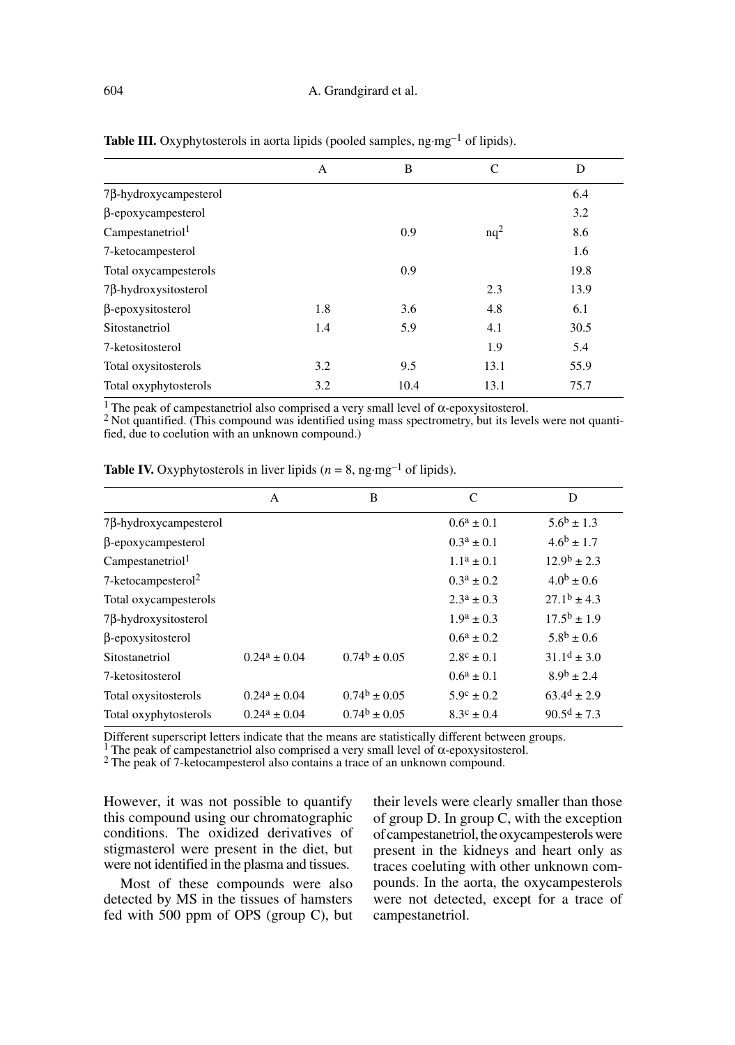**Table III.** Oxyphytosterols in aorta lipids (pooled samples, ng·mg$^{-1}$ of lipids).

| | A | B | C | D |
|---|---|---|---|---|
| 7β-hydroxycampesterol | | | | 6.4 |
| β-epoxycampesterol | | | | 3.2 |
| Campestanetriol[1] | | 0.9 | nq[2] | 8.6 |
| 7-ketocampesterol | | | | 1.6 |
| Total oxycampesterols | | 0.9 | | 19.8 |
| 7β-hydroxysitosterol | | | 2.3 | 13.9 |
| β-epoxysitosterol | 1.8 | 3.6 | 4.8 | 6.1 |
| Sitostanetriol | 1.4 | 5.9 | 4.1 | 30.5 |
| 7-ketositosterol | | | 1.9 | 5.4 |
| Total oxysitosterols | 3.2 | 9.5 | 13.1 | 55.9 |
| Total oxyphytosterols | 3.2 | 10.4 | 13.1 | 75.7 |

[1] The peak of campestanetriol also comprised a very small level of α-epoxysitosterol.
[2] Not quantified. (This compound was identified using mass spectrometry, but its levels were not quantified, due to coelution with an unknown compound.)

**Table IV.** Oxyphytosterols in liver lipids ($n = 8$, ng·mg$^{-1}$ of lipids).

| | A | B | C | D |
|---|---|---|---|---|
| 7β-hydroxycampesterol | | | $0.6^{a} \pm 0.1$ | $5.6^{b} \pm 1.3$ |
| β-epoxycampesterol | | | $0.3^{a} \pm 0.1$ | $4.6^{b} \pm 1.7$ |
| Campestanetriol[1] | | | $1.1^{a} \pm 0.1$ | $12.9^{b} \pm 2.3$ |
| 7-ketocampesterol[2] | | | $0.3^{a} \pm 0.2$ | $4.0^{b} \pm 0.6$ |
| Total oxycampesterols | | | $2.3^{a} \pm 0.3$ | $27.1^{b} \pm 4.3$ |
| 7β-hydroxysitosterol | | | $1.9^{a} \pm 0.3$ | $17.5^{b} \pm 1.9$ |
| β-epoxysitosterol | | | $0.6^{a} \pm 0.2$ | $5.8^{b} \pm 0.6$ |
| Sitostanetriol | $0.24^{a} \pm 0.04$ | $0.74^{b} \pm 0.05$ | $2.8^{c} \pm 0.1$ | $31.1^{d} \pm 3.0$ |
| 7-ketositosterol | | | $0.6^{a} \pm 0.1$ | $8.9^{b} \pm 2.4$ |
| Total oxysitosterols | $0.24^{a} \pm 0.04$ | $0.74^{b} \pm 0.05$ | $5.9^{c} \pm 0.2$ | $63.4^{d} \pm 2.9$ |
| Total oxyphytosterols | $0.24^{a} \pm 0.04$ | $0.74^{b} \pm 0.05$ | $8.3^{c} \pm 0.4$ | $90.5^{d} \pm 7.3$ |

Different superscript letters indicate that the means are statistically different between groups.
[1] The peak of campestanetriol also comprised a very small level of α-epoxysitosterol.
[2] The peak of 7-ketocampesterol also contains a trace of an unknown compound.

However, it was not possible to quantify this compound using our chromatographic conditions. The oxidized derivatives of stigmasterol were present in the diet, but were not identified in the plasma and tissues.

Most of these compounds were also detected by MS in the tissues of hamsters fed with 500 ppm of OPS (group C), but their levels were clearly smaller than those of group D. In group C, with the exception of campestanetriol, the oxycampesterols were present in the kidneys and heart only as traces coeluting with other unknown compounds. In the aorta, the oxycampesterols were not detected, except for a trace of campestanetriol.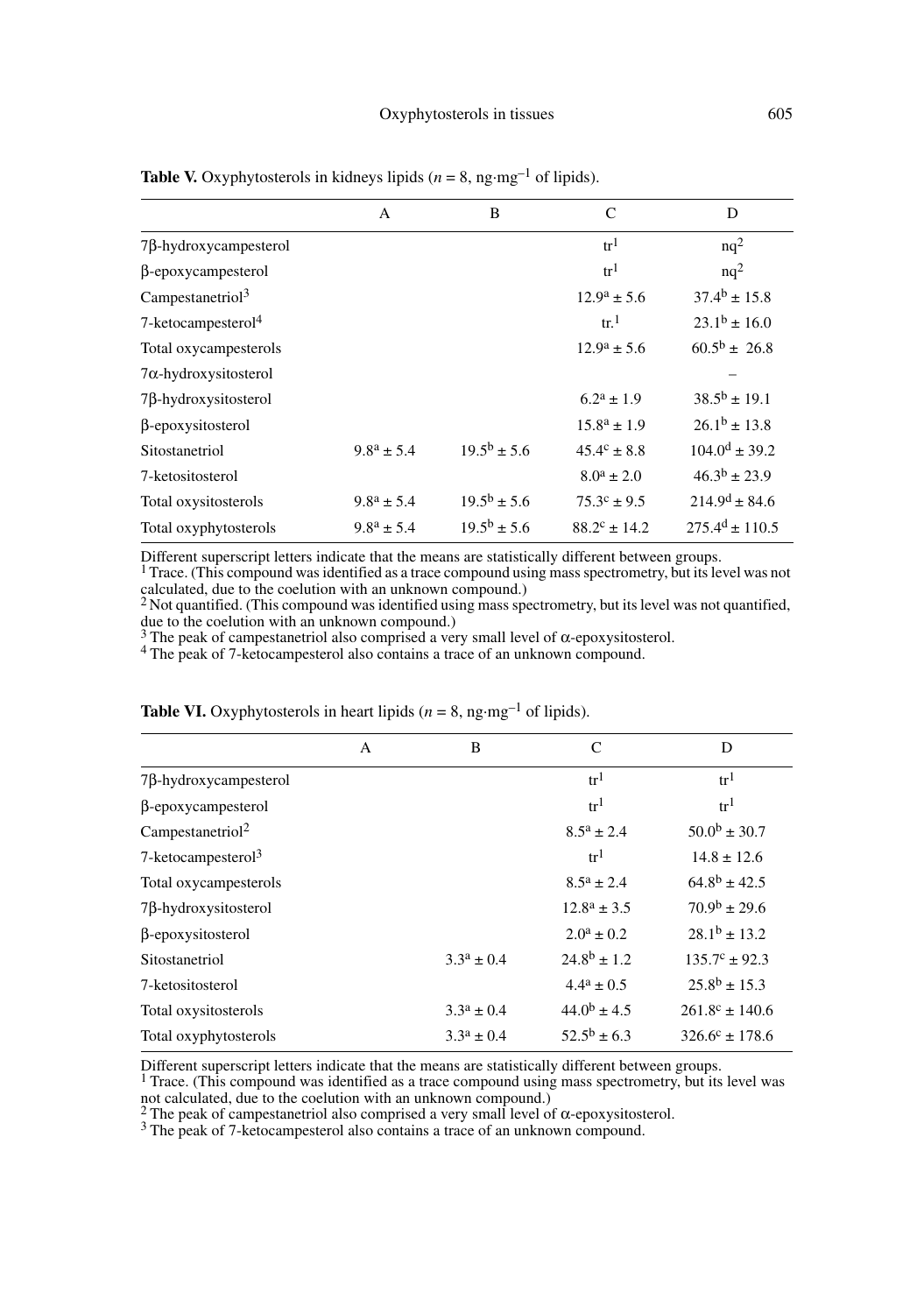**Table V.** Oxyphytosterols in kidneys lipids ($n$ = 8, ng·mg$^{-1}$ of lipids).

| | A | B | C | D |
|---|---|---|---|---|
| 7β-hydroxycampesterol | | | tr[1] | nq[2] |
| β-epoxycampesterol | | | tr[1] | nq[2] |
| Campestanetriol[3] | | | $12.9^a \pm 5.6$ | $37.4^b \pm 15.8$ |
| 7-ketocampesterol[4] | | | tr.[1] | $23.1^b \pm 16.0$ |
| Total oxycampesterols | | | $12.9^a \pm 5.6$ | $60.5^b \pm 26.8$ |
| 7α-hydroxysitosterol | | | | – |
| 7β-hydroxysitosterol | | | $6.2^a \pm 1.9$ | $38.5^b \pm 19.1$ |
| β-epoxysitosterol | | | $15.8^a \pm 1.9$ | $26.1^b \pm 13.8$ |
| Sitostanetriol | $9.8^a \pm 5.4$ | $19.5^b \pm 5.6$ | $45.4^c \pm 8.8$ | $104.0^d \pm 39.2$ |
| 7-ketositosterol | | | $8.0^a \pm 2.0$ | $46.3^b \pm 23.9$ |
| Total oxysitosterols | $9.8^a \pm 5.4$ | $19.5^b \pm 5.6$ | $75.3^c \pm 9.5$ | $214.9^d \pm 84.6$ |
| Total oxyphytosterols | $9.8^a \pm 5.4$ | $19.5^b \pm 5.6$ | $88.2^c \pm 14.2$ | $275.4^d \pm 110.5$ |

Different superscript letters indicate that the means are statistically different between groups.
[1] Trace. (This compound was identified as a trace compound using mass spectrometry, but its level was not calculated, due to the coelution with an unknown compound.)
[2] Not quantified. (This compound was identified using mass spectrometry, but its level was not quantified, due to the coelution with an unknown compound.)
[3] The peak of campestanetriol also comprised a very small level of α-epoxysitosterol.
[4] The peak of 7-ketocampesterol also contains a trace of an unknown compound.

**Table VI.** Oxyphytosterols in heart lipids ($n$ = 8, ng·mg$^{-1}$ of lipids).

| | A | B | C | D |
|---|---|---|---|---|
| 7β-hydroxycampesterol | | | tr[1] | tr[1] |
| β-epoxycampesterol | | | tr[1] | tr[1] |
| Campestanetriol[2] | | | $8.5^a \pm 2.4$ | $50.0^b \pm 30.7$ |
| 7-ketocampesterol[3] | | | tr[1] | $14.8 \pm 12.6$ |
| Total oxycampesterols | | | $8.5^a \pm 2.4$ | $64.8^b \pm 42.5$ |
| 7β-hydroxysitosterol | | | $12.8^a \pm 3.5$ | $70.9^b \pm 29.6$ |
| β-epoxysitosterol | | | $2.0^a \pm 0.2$ | $28.1^b \pm 13.2$ |
| Sitostanetriol | | $3.3^a \pm 0.4$ | $24.8^b \pm 1.2$ | $135.7^c \pm 92.3$ |
| 7-ketositosterol | | | $4.4^a \pm 0.5$ | $25.8^b \pm 15.3$ |
| Total oxysitosterols | | $3.3^a \pm 0.4$ | $44.0^b \pm 4.5$ | $261.8^c \pm 140.6$ |
| Total oxyphytosterols | | $3.3^a \pm 0.4$ | $52.5^b \pm 6.3$ | $326.6^c \pm 178.6$ |

Different superscript letters indicate that the means are statistically different between groups.
[1] Trace. (This compound was identified as a trace compound using mass spectrometry, but its level was not calculated, due to the coelution with an unknown compound.)
[2] The peak of campestanetriol also comprised a very small level of α-epoxysitosterol.
[3] The peak of 7-ketocampesterol also contains a trace of an unknown compound.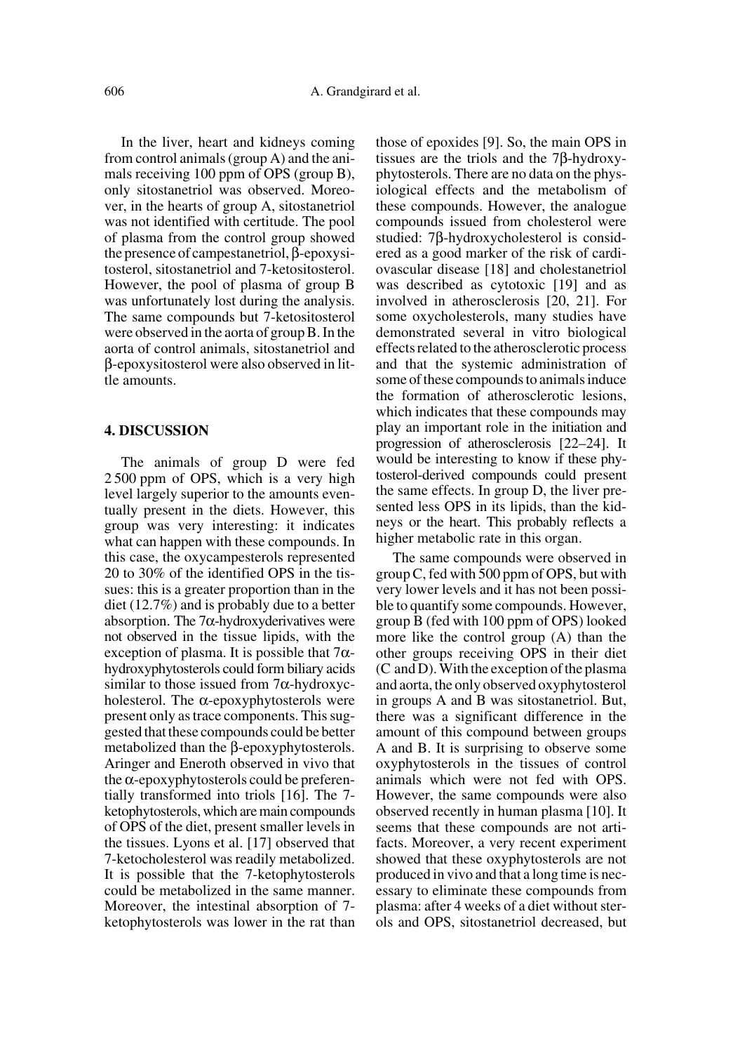In the liver, heart and kidneys coming from control animals (group A) and the animals receiving 100 ppm of OPS (group B), only sitostanetriol was observed. Moreover, in the hearts of group A, sitostanetriol was not identified with certitude. The pool of plasma from the control group showed the presence of campestanetriol, β-epoxysitosterol, sitostanetriol and 7-ketositosterol. However, the pool of plasma of group B was unfortunately lost during the analysis. The same compounds but 7-ketositosterol were observed in the aorta of group B. In the aorta of control animals, sitostanetriol and β-epoxysitosterol were also observed in little amounts.

## 4. DISCUSSION

The animals of group D were fed 2 500 ppm of OPS, which is a very high level largely superior to the amounts eventually present in the diets. However, this group was very interesting: it indicates what can happen with these compounds. In this case, the oxycampesterols represented 20 to 30% of the identified OPS in the tissues: this is a greater proportion than in the diet (12.7%) and is probably due to a better absorption. The 7α-hydroxyderivatives were not observed in the tissue lipids, with the exception of plasma. It is possible that 7α-hydroxyphytosterols could form biliary acids similar to those issued from 7α-hydroxycholesterol. The α-epoxyphytosterols were present only as trace components. This suggested that these compounds could be better metabolized than the β-epoxyphytosterols. Aringer and Eneroth observed in vivo that the α-epoxyphytosterols could be preferentially transformed into triols [16]. The 7-ketophytosterols, which are main compounds of OPS of the diet, present smaller levels in the tissues. Lyons et al. [17] observed that 7-ketocholesterol was readily metabolized. It is possible that the 7-ketophytosterols could be metabolized in the same manner. Moreover, the intestinal absorption of 7-ketophytosterols was lower in the rat than those of epoxides [9]. So, the main OPS in tissues are the triols and the 7β-hydroxyphytosterols. There are no data on the physiological effects and the metabolism of these compounds. However, the analogue compounds issued from cholesterol were studied: 7β-hydroxycholesterol is considered as a good marker of the risk of cardiovascular disease [18] and cholestanetriol was described as cytotoxic [19] and as involved in atherosclerosis [20, 21]. For some oxycholesterols, many studies have demonstrated several in vitro biological effects related to the atherosclerotic process and that the systemic administration of some of these compounds to animals induce the formation of atherosclerotic lesions, which indicates that these compounds may play an important role in the initiation and progression of atherosclerosis [22–24]. It would be interesting to know if these phytosterol-derived compounds could present the same effects. In group D, the liver presented less OPS in its lipids, than the kidneys or the heart. This probably reflects a higher metabolic rate in this organ.

The same compounds were observed in group C, fed with 500 ppm of OPS, but with very lower levels and it has not been possible to quantify some compounds. However, group B (fed with 100 ppm of OPS) looked more like the control group (A) than the other groups receiving OPS in their diet (C and D). With the exception of the plasma and aorta, the only observed oxyphytosterol in groups A and B was sitostanetriol. But, there was a significant difference in the amount of this compound between groups A and B. It is surprising to observe some oxyphytosterols in the tissues of control animals which were not fed with OPS. However, the same compounds were also observed recently in human plasma [10]. It seems that these compounds are not artifacts. Moreover, a very recent experiment showed that these oxyphytosterols are not produced in vivo and that a long time is necessary to eliminate these compounds from plasma: after 4 weeks of a diet without sterols and OPS, sitostanetriol decreased, but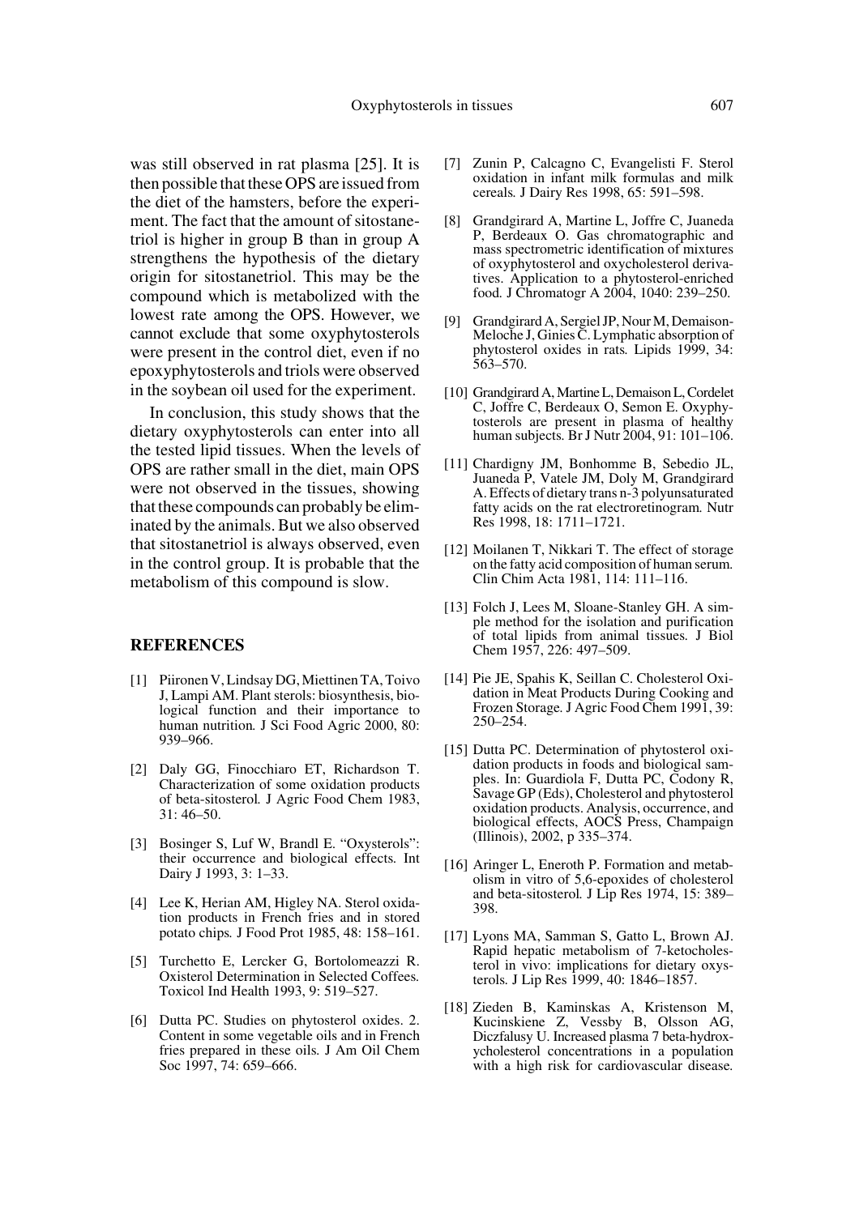was still observed in rat plasma [25]. It is then possible that these OPS are issued from the diet of the hamsters, before the experiment. The fact that the amount of sitostanetriol is higher in group B than in group A strengthens the hypothesis of the dietary origin for sitostanetriol. This may be the compound which is metabolized with the lowest rate among the OPS. However, we cannot exclude that some oxyphytosterols were present in the control diet, even if no epoxyphytosterols and triols were observed in the soybean oil used for the experiment.

In conclusion, this study shows that the dietary oxyphytosterols can enter into all the tested lipid tissues. When the levels of OPS are rather small in the diet, main OPS were not observed in the tissues, showing that these compounds can probably be eliminated by the animals. But we also observed that sitostanetriol is always observed, even in the control group. It is probable that the metabolism of this compound is slow.

## REFERENCES

[1] Piironen V, Lindsay DG, Miettinen TA, Toivo J, Lampi AM. Plant sterols: biosynthesis, biological function and their importance to human nutrition. J Sci Food Agric 2000, 80: 939–966.

[2] Daly GG, Finocchiaro ET, Richardson T. Characterization of some oxidation products of beta-sitosterol. J Agric Food Chem 1983, 31: 46–50.

[3] Bosinger S, Luf W, Brandl E. "Oxysterols": their occurrence and biological effects. Int Dairy J 1993, 3: 1–33.

[4] Lee K, Herian AM, Higley NA. Sterol oxidation products in French fries and in stored potato chips. J Food Prot 1985, 48: 158–161.

[5] Turchetto E, Lercker G, Bortolomeazzi R. Oxisterol Determination in Selected Coffees. Toxicol Ind Health 1993, 9: 519–527.

[6] Dutta PC. Studies on phytosterol oxides. 2. Content in some vegetable oils and in French fries prepared in these oils. J Am Oil Chem Soc 1997, 74: 659–666.

[7] Zunin P, Calcagno C, Evangelisti F. Sterol oxidation in infant milk formulas and milk cereals. J Dairy Res 1998, 65: 591–598.

[8] Grandgirard A, Martine L, Joffre C, Juaneda P, Berdeaux O. Gas chromatographic and mass spectrometric identification of mixtures of oxyphytosterol and oxycholesterol derivatives. Application to a phytosterol-enriched food. J Chromatogr A 2004, 1040: 239–250.

[9] Grandgirard A, Sergiel JP, Nour M, Demaison-Meloche J, Ginies C. Lymphatic absorption of phytosterol oxides in rats. Lipids 1999, 34: 563–570.

[10] Grandgirard A, Martine L, Demaison L, Cordelet C, Joffre C, Berdeaux O, Semon E. Oxyphytosterols are present in plasma of healthy human subjects. Br J Nutr 2004, 91: 101–106.

[11] Chardigny JM, Bonhomme B, Sebedio JL, Juaneda P, Vatele JM, Doly M, Grandgirard A. Effects of dietary trans n-3 polyunsaturated fatty acids on the rat electroretinogram. Nutr Res 1998, 18: 1711–1721.

[12] Moilanen T, Nikkari T. The effect of storage on the fatty acid composition of human serum. Clin Chim Acta 1981, 114: 111–116.

[13] Folch J, Lees M, Sloane-Stanley GH. A simple method for the isolation and purification of total lipids from animal tissues. J Biol Chem 1957, 226: 497–509.

[14] Pie JE, Spahis K, Seillan C. Cholesterol Oxidation in Meat Products During Cooking and Frozen Storage. J Agric Food Chem 1991, 39: 250–254.

[15] Dutta PC. Determination of phytosterol oxidation products in foods and biological samples. In: Guardiola F, Dutta PC, Codony R, Savage GP (Eds), Cholesterol and phytosterol oxidation products. Analysis, occurrence, and biological effects, AOCS Press, Champaign (Illinois), 2002, p 335–374.

[16] Aringer L, Eneroth P. Formation and metabolism in vitro of 5,6-epoxides of cholesterol and beta-sitosterol. J Lip Res 1974, 15: 389–398.

[17] Lyons MA, Samman S, Gatto L, Brown AJ. Rapid hepatic metabolism of 7-ketocholesterol in vivo: implications for dietary oxysterols. J Lip Res 1999, 40: 1846–1857.

[18] Zieden B, Kaminskas A, Kristenson M, Kucinskiene Z, Vessby B, Olsson AG, Diczfalusy U. Increased plasma 7 beta-hydroxycholesterol concentrations in a population with a high risk for cardiovascular disease.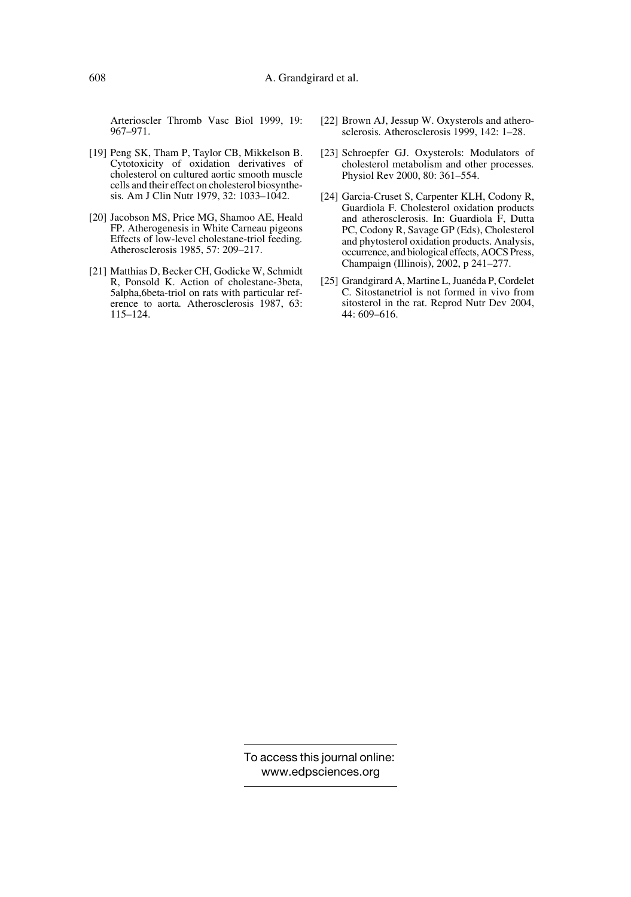Arterioscler Thromb Vasc Biol 1999, 19: 967–971.

[19] Peng SK, Tham P, Taylor CB, Mikkelson B. Cytotoxicity of oxidation derivatives of cholesterol on cultured aortic smooth muscle cells and their effect on cholesterol biosynthesis. Am J Clin Nutr 1979, 32: 1033–1042.

[20] Jacobson MS, Price MG, Shamoo AE, Heald FP. Atherogenesis in White Carneau pigeons Effects of low-level cholestane-triol feeding. Atherosclerosis 1985, 57: 209–217.

[21] Matthias D, Becker CH, Godicke W, Schmidt R, Ponsold K. Action of cholestane-3beta, 5alpha,6beta-triol on rats with particular reference to aorta. Atherosclerosis 1987, 63: 115–124.

[22] Brown AJ, Jessup W. Oxysterols and atherosclerosis. Atherosclerosis 1999, 142: 1–28.

[23] Schroepfer GJ. Oxysterols: Modulators of cholesterol metabolism and other processes. Physiol Rev 2000, 80: 361–554.

[24] Garcia-Cruset S, Carpenter KLH, Codony R, Guardiola F. Cholesterol oxidation products and atherosclerosis. In: Guardiola F, Dutta PC, Codony R, Savage GP (Eds), Cholesterol and phytosterol oxidation products. Analysis, occurrence, and biological effects, AOCS Press, Champaign (Illinois), 2002, p 241–277.

[25] Grandgirard A, Martine L, Juanéda P, Cordelet C. Sitostanetriol is not formed in vivo from sitosterol in the rat. Reprod Nutr Dev 2004, 44: 609–616.

To access this journal online:
www.edpsciences.org